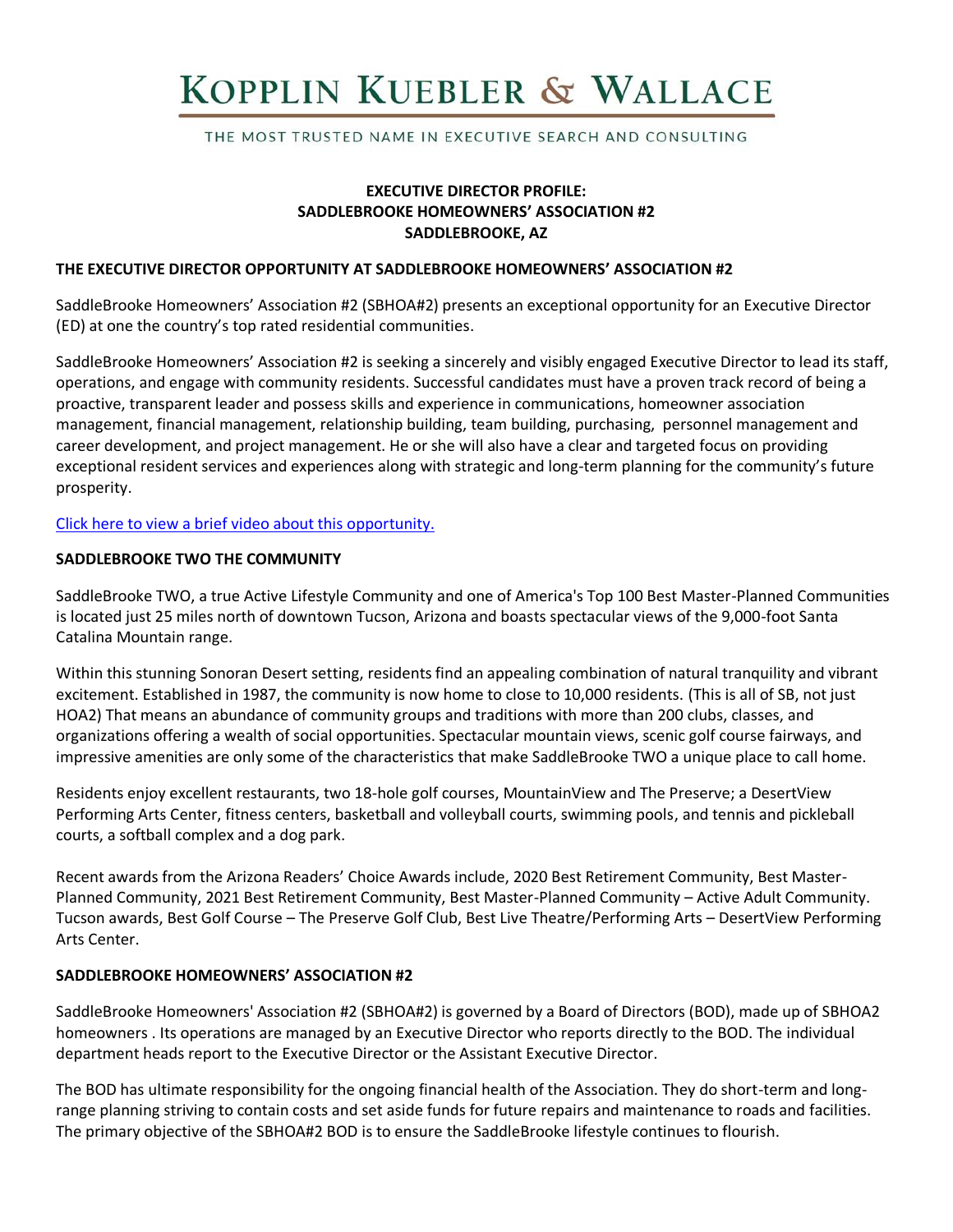# KOPPLIN KUEBLER & WALLACE

THE MOST TRUSTED NAME IN EXECUTIVE SEARCH AND CONSULTING

**EXECUTIVE DIRECTOR PROFILE:**
**SADDLEBROOKE HOMEOWNERS' ASSOCIATION #2**
**SADDLEBROOKE, AZ**

## THE EXECUTIVE DIRECTOR OPPORTUNITY AT SADDLEBROOKE HOMEOWNERS' ASSOCIATION #2

SaddleBrooke Homeowners' Association #2 (SBHOA#2) presents an exceptional opportunity for an Executive Director (ED) at one the country's top rated residential communities.

SaddleBrooke Homeowners' Association #2 is seeking a sincerely and visibly engaged Executive Director to lead its staff, operations, and engage with community residents. Successful candidates must have a proven track record of being a proactive, transparent leader and possess skills and experience in communications, homeowner association management, financial management, relationship building, team building, purchasing, personnel management and career development, and project management. He or she will also have a clear and targeted focus on providing exceptional resident services and experiences along with strategic and long-term planning for the community's future prosperity.

Click here to view a brief video about this opportunity.

## SADDLEBROOKE TWO THE COMMUNITY

SaddleBrooke TWO, a true Active Lifestyle Community and one of America's Top 100 Best Master-Planned Communities is located just 25 miles north of downtown Tucson, Arizona and boasts spectacular views of the 9,000-foot Santa Catalina Mountain range.

Within this stunning Sonoran Desert setting, residents find an appealing combination of natural tranquility and vibrant excitement. Established in 1987, the community is now home to close to 10,000 residents. (This is all of SB, not just HOA2) That means an abundance of community groups and traditions with more than 200 clubs, classes, and organizations offering a wealth of social opportunities. Spectacular mountain views, scenic golf course fairways, and impressive amenities are only some of the characteristics that make SaddleBrooke TWO a unique place to call home.

Residents enjoy excellent restaurants, two 18-hole golf courses, MountainView and The Preserve; a DesertView Performing Arts Center, fitness centers, basketball and volleyball courts, swimming pools, and tennis and pickleball courts, a softball complex and a dog park.

Recent awards from the Arizona Readers' Choice Awards include, 2020 Best Retirement Community, Best Master-Planned Community, 2021 Best Retirement Community, Best Master-Planned Community – Active Adult Community. Tucson awards, Best Golf Course – The Preserve Golf Club, Best Live Theatre/Performing Arts – DesertView Performing Arts Center.

## SADDLEBROOKE HOMEOWNERS' ASSOCIATION #2

SaddleBrooke Homeowners' Association #2 (SBHOA#2) is governed by a Board of Directors (BOD), made up of SBHOA2 homeowners . Its operations are managed by an Executive Director who reports directly to the BOD. The individual department heads report to the Executive Director or the Assistant Executive Director.

The BOD has ultimate responsibility for the ongoing financial health of the Association. They do short-term and long-range planning striving to contain costs and set aside funds for future repairs and maintenance to roads and facilities. The primary objective of the SBHOA#2 BOD is to ensure the SaddleBrooke lifestyle continues to flourish.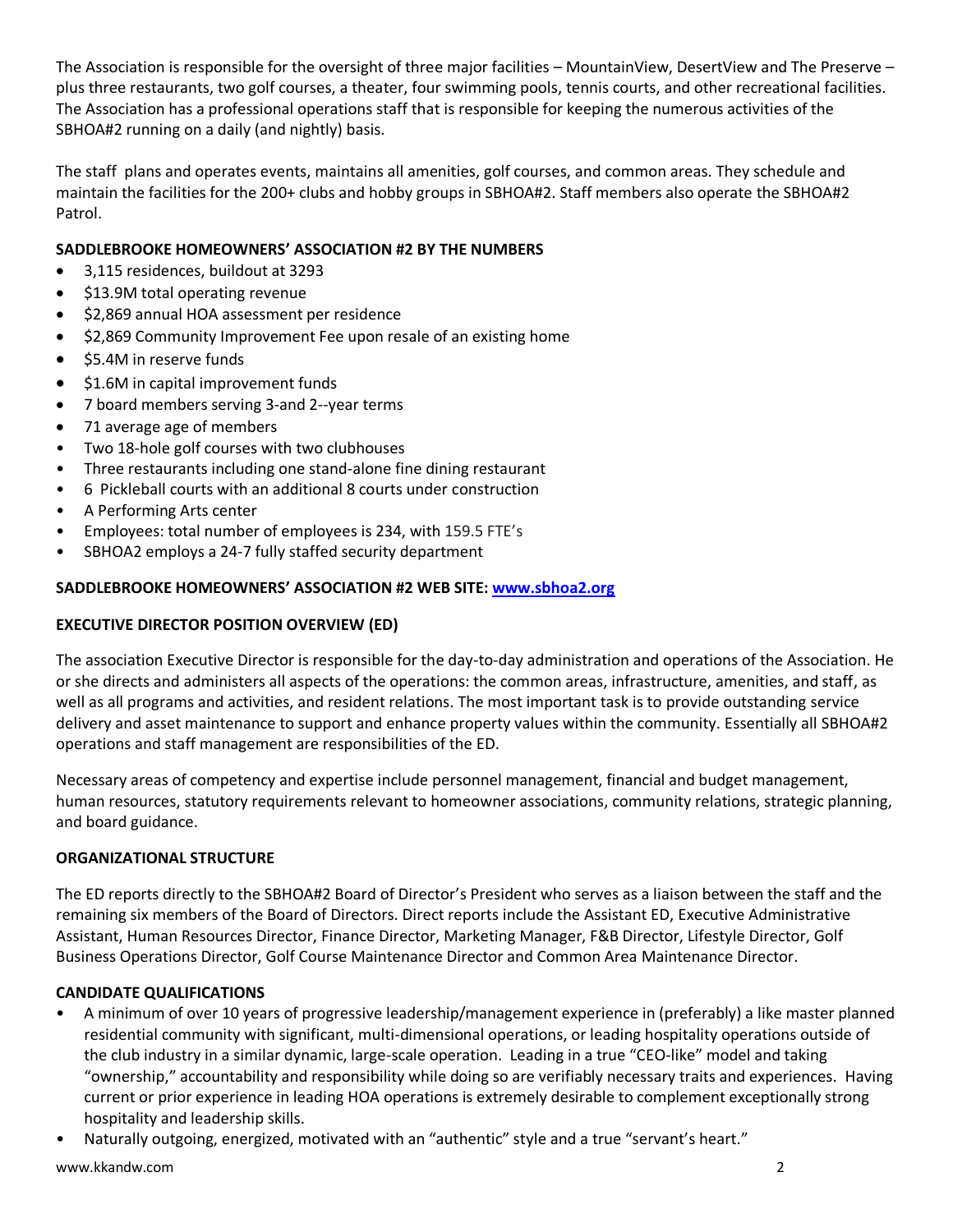The Association is responsible for the oversight of three major facilities – MountainView, DesertView and The Preserve – plus three restaurants, two golf courses, a theater, four swimming pools, tennis courts, and other recreational facilities. The Association has a professional operations staff that is responsible for keeping the numerous activities of the SBHOA#2 running on a daily (and nightly) basis.

The staff plans and operates events, maintains all amenities, golf courses, and common areas. They schedule and maintain the facilities for the 200+ clubs and hobby groups in SBHOA#2. Staff members also operate the SBHOA#2 Patrol.

**SADDLEBROOKE HOMEOWNERS' ASSOCIATION #2 BY THE NUMBERS**

- 3,115 residences, buildout at 3293
- $13.9M total operating revenue
- $2,869 annual HOA assessment per residence
- $2,869 Community Improvement Fee upon resale of an existing home
- $5.4M in reserve funds
- $1.6M in capital improvement funds
- 7 board members serving 3-and 2--year terms
- 71 average age of members
- Two 18-hole golf courses with two clubhouses
- Three restaurants including one stand-alone fine dining restaurant
- 6 Pickleball courts with an additional 8 courts under construction
- A Performing Arts center
- Employees: total number of employees is 234, with 159.5 FTE's
- SBHOA2 employs a 24-7 fully staffed security department

**SADDLEBROOKE HOMEOWNERS' ASSOCIATION #2 WEB SITE: [www.sbhoa2.org](http://www.sbhoa2.org)**

**EXECUTIVE DIRECTOR POSITION OVERVIEW (ED)**

The association Executive Director is responsible for the day-to-day administration and operations of the Association. He or she directs and administers all aspects of the operations: the common areas, infrastructure, amenities, and staff, as well as all programs and activities, and resident relations. The most important task is to provide outstanding service delivery and asset maintenance to support and enhance property values within the community. Essentially all SBHOA#2 operations and staff management are responsibilities of the ED.

Necessary areas of competency and expertise include personnel management, financial and budget management, human resources, statutory requirements relevant to homeowner associations, community relations, strategic planning, and board guidance.

**ORGANIZATIONAL STRUCTURE**

The ED reports directly to the SBHOA#2 Board of Director's President who serves as a liaison between the staff and the remaining six members of the Board of Directors. Direct reports include the Assistant ED, Executive Administrative Assistant, Human Resources Director, Finance Director, Marketing Manager, F&B Director, Lifestyle Director, Golf Business Operations Director, Golf Course Maintenance Director and Common Area Maintenance Director.

**CANDIDATE QUALIFICATIONS**

- A minimum of over 10 years of progressive leadership/management experience in (preferably) a like master planned residential community with significant, multi-dimensional operations, or leading hospitality operations outside of the club industry in a similar dynamic, large-scale operation. Leading in a true "CEO-like" model and taking "ownership," accountability and responsibility while doing so are verifiably necessary traits and experiences. Having current or prior experience in leading HOA operations is extremely desirable to complement exceptionally strong hospitality and leadership skills.
- Naturally outgoing, energized, motivated with an "authentic" style and a true "servant's heart."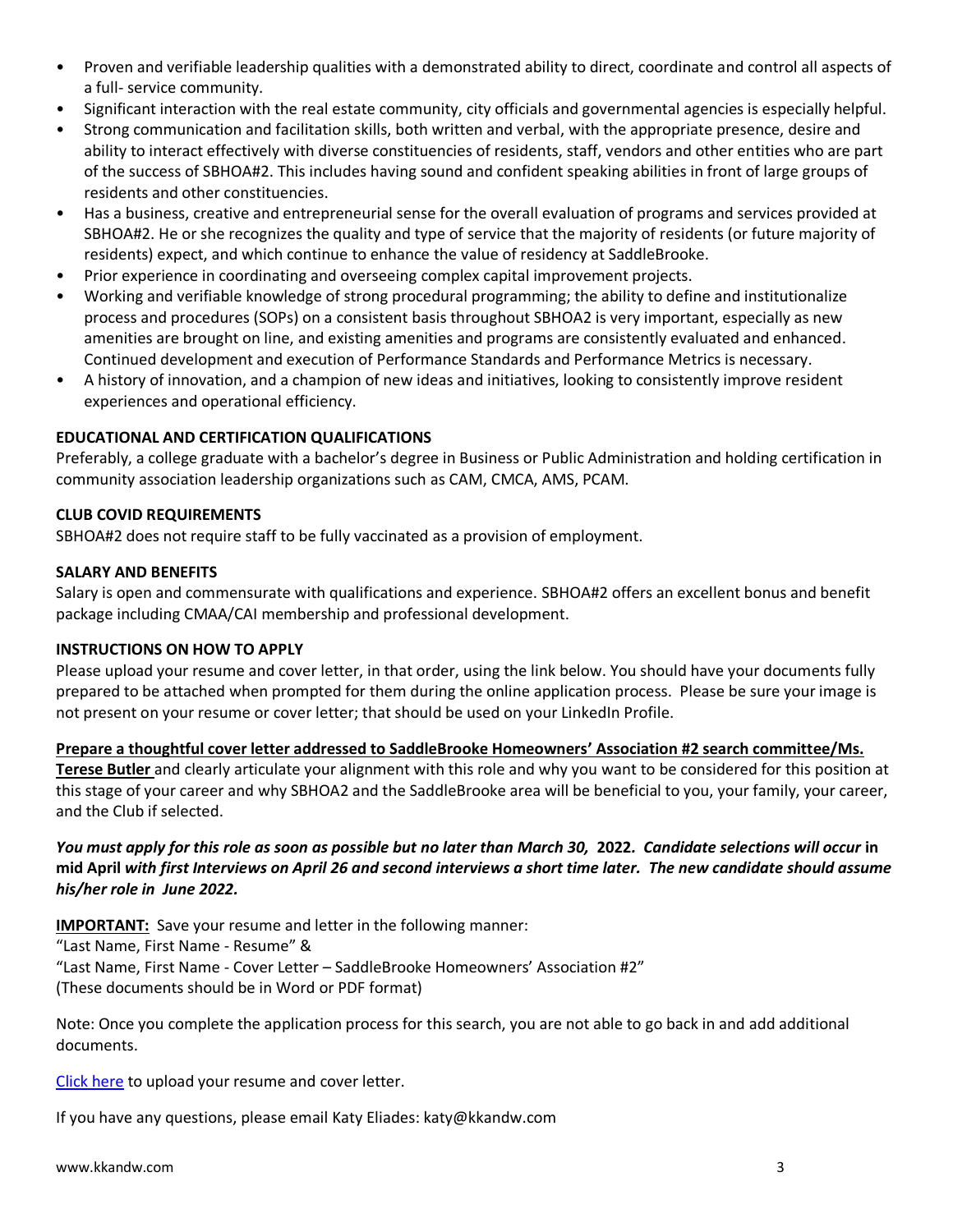- Proven and verifiable leadership qualities with a demonstrated ability to direct, coordinate and control all aspects of a full- service community.
- Significant interaction with the real estate community, city officials and governmental agencies is especially helpful.
- Strong communication and facilitation skills, both written and verbal, with the appropriate presence, desire and ability to interact effectively with diverse constituencies of residents, staff, vendors and other entities who are part of the success of SBHOA#2. This includes having sound and confident speaking abilities in front of large groups of residents and other constituencies.
- Has a business, creative and entrepreneurial sense for the overall evaluation of programs and services provided at SBHOA#2. He or she recognizes the quality and type of service that the majority of residents (or future majority of residents) expect, and which continue to enhance the value of residency at SaddleBrooke.
- Prior experience in coordinating and overseeing complex capital improvement projects.
- Working and verifiable knowledge of strong procedural programming; the ability to define and institutionalize process and procedures (SOPs) on a consistent basis throughout SBHOA2 is very important, especially as new amenities are brought on line, and existing amenities and programs are consistently evaluated and enhanced. Continued development and execution of Performance Standards and Performance Metrics is necessary.
- A history of innovation, and a champion of new ideas and initiatives, looking to consistently improve resident experiences and operational efficiency.

**EDUCATIONAL AND CERTIFICATION QUALIFICATIONS**

Preferably, a college graduate with a bachelor's degree in Business or Public Administration and holding certification in community association leadership organizations such as CAM, CMCA, AMS, PCAM.

**CLUB COVID REQUIREMENTS**

SBHOA#2 does not require staff to be fully vaccinated as a provision of employment.

**SALARY AND BENEFITS**

Salary is open and commensurate with qualifications and experience. SBHOA#2 offers an excellent bonus and benefit package including CMAA/CAI membership and professional development.

**INSTRUCTIONS ON HOW TO APPLY**

Please upload your resume and cover letter, in that order, using the link below. You should have your documents fully prepared to be attached when prompted for them during the online application process. Please be sure your image is not present on your resume or cover letter; that should be used on your LinkedIn Profile.

**Prepare a thoughtful cover letter addressed to SaddleBrooke Homeowners' Association #2 search committee/Ms. Terese Butler** and clearly articulate your alignment with this role and why you want to be considered for this position at this stage of your career and why SBHOA2 and the SaddleBrooke area will be beneficial to you, your family, your career, and the Club if selected.

***You must apply for this role as soon as possible but no later than March 30,* 2022*. Candidate selections will occur* in mid April *with first Interviews on April 26 and second interviews a short time later. The new candidate should assume his/her role in June 2022.***

**IMPORTANT:** Save your resume and letter in the following manner:
"Last Name, First Name - Resume" &
"Last Name, First Name - Cover Letter – SaddleBrooke Homeowners' Association #2"
(These documents should be in Word or PDF format)

Note: Once you complete the application process for this search, you are not able to go back in and add additional documents.

Click here to upload your resume and cover letter.

If you have any questions, please email Katy Eliades: katy@kkandw.com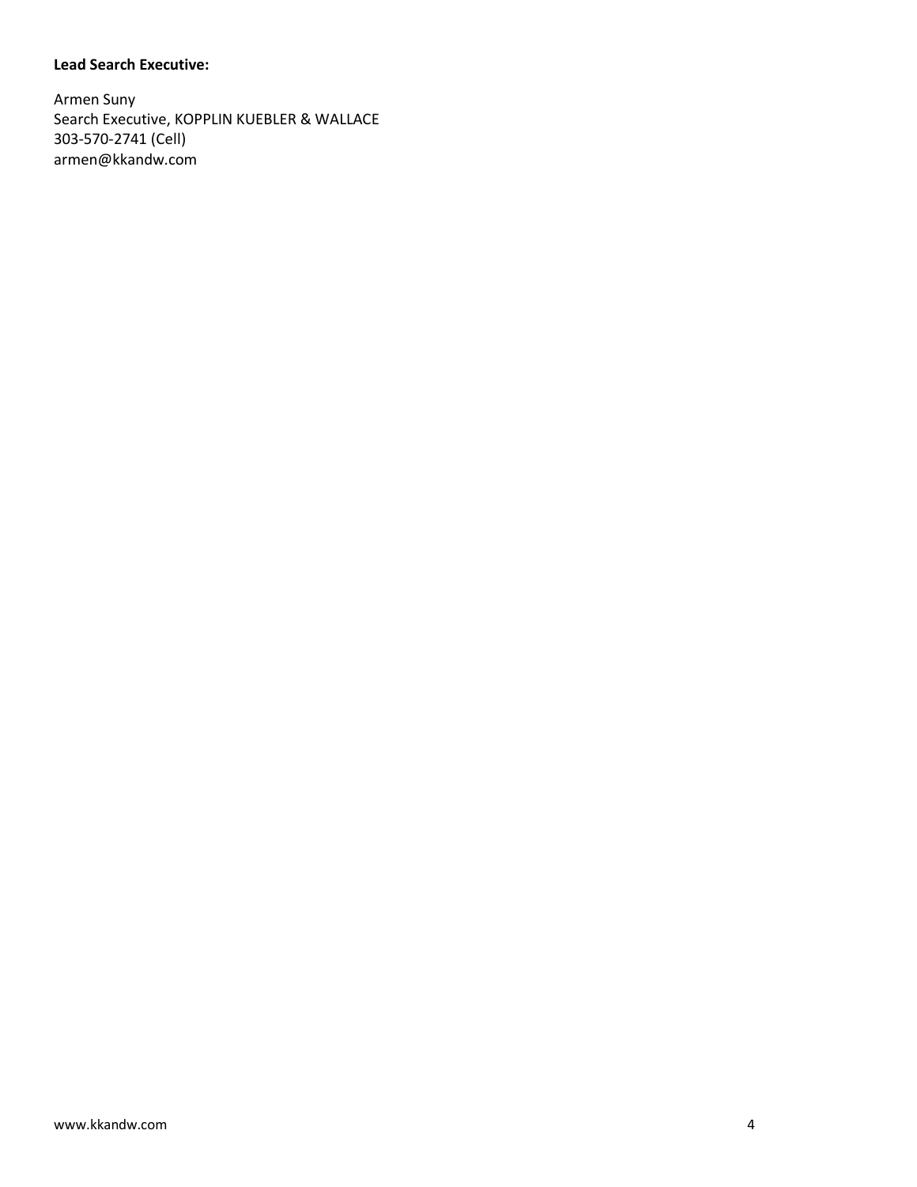**Lead Search Executive:**

Armen Suny
Search Executive, KOPPLIN KUEBLER & WALLACE
303-570-2741 (Cell)
armen@kkandw.com